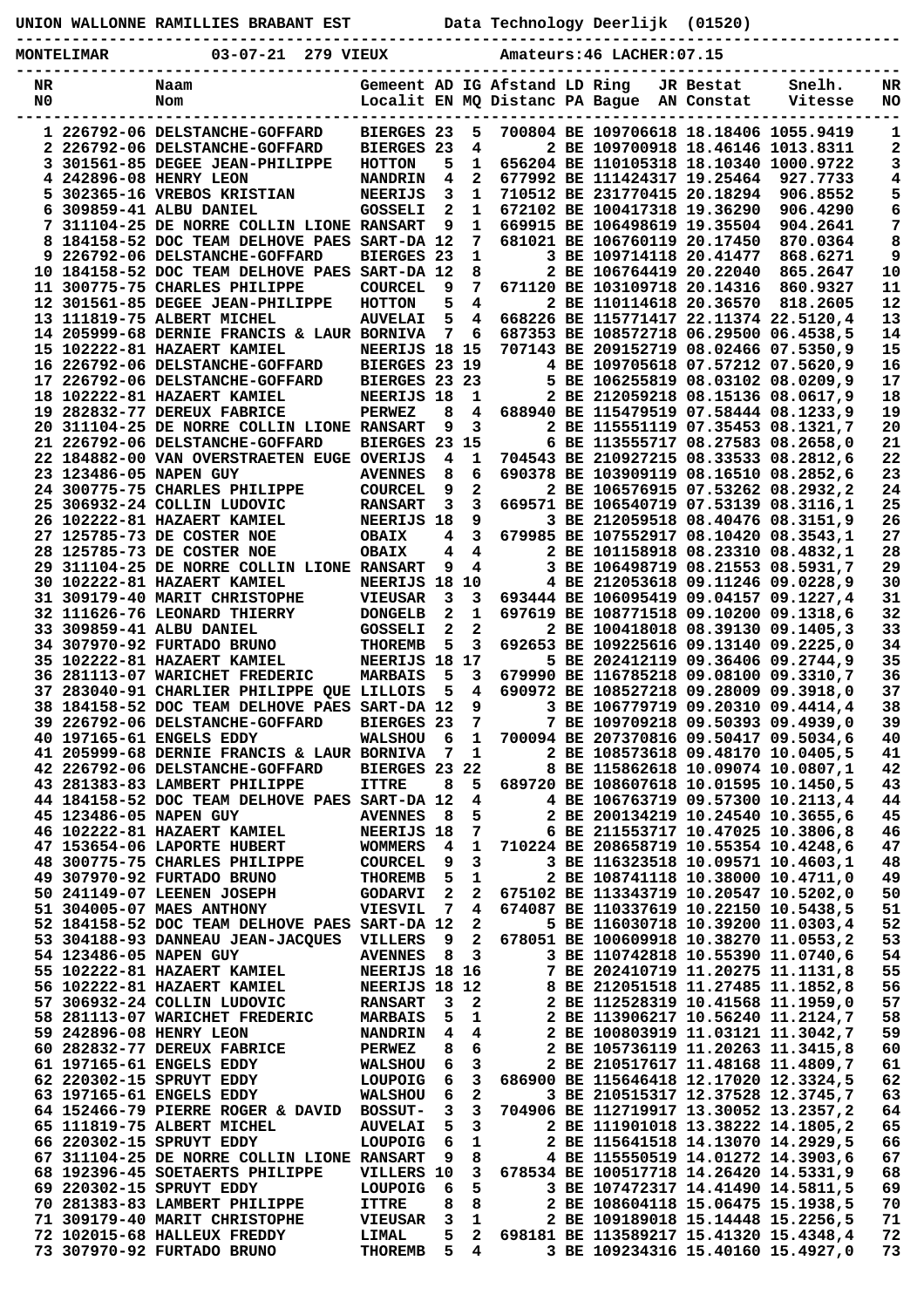UNION WALLONNE RAMILLIES BRABANT EST Data Technology Deerlijk (01520)

MONTELIMAR 03-07-21 279 VIEUX Amateurs:46 LACHER:07.15

| NR NO | Naam Nom | Gemeent Localit | AD EN | IG MQ | Afstand Distanc | LD PA | Ring Bague | JR AN | Bestat Constat | Snelh. Vitesse | NR NO |
|---|---|---|---|---|---|---|---|---|---|---|---|
| 1 | 226792-06 DELSTANCHE-GOFFARD | BIERGES | 23 | 5 | 700804 | BE | 1097066 | 18 | 18.18406 | 1055.9419 | 1 |
| 2 | 226792-06 DELSTANCHE-GOFFARD | BIERGES | 23 | 4 | 2 | BE | 1097009 | 18 | 18.46146 | 1013.8311 | 2 |
| 3 | 301561-85 DEGEE JEAN-PHILIPPE | HOTTON | 5 | 1 | 656204 | BE | 1101053 | 18 | 18.10340 | 1000.9722 | 3 |
| 4 | 242896-08 HENRY LEON | NANDRIN | 4 | 2 | 677992 | BE | 1114243 | 17 | 19.25464 | 927.7733 | 4 |
| 5 | 302365-16 VREBOS KRISTIAN | NEERIJS | 3 | 1 | 710512 | BE | 2317704 | 15 | 20.18294 | 906.8552 | 5 |
| 6 | 309859-41 ALBU DANIEL | GOSSELI | 2 | 1 | 672102 | BE | 1004173 | 18 | 19.36290 | 906.4290 | 6 |
| 7 | 311104-25 DE NORRE COLLIN LIONE | RANSART | 9 | 1 | 669915 | BE | 1064986 | 19 | 19.35504 | 904.2641 | 7 |
| 8 | 184158-52 DOC TEAM DELHOVE PAES | SART-DA | 12 | 7 | 681021 | BE | 1067601 | 19 | 20.17450 | 870.0364 | 8 |
| 9 | 226792-06 DELSTANCHE-GOFFARD | BIERGES | 23 | 1 | 3 | BE | 1097141 | 18 | 20.41477 | 868.6271 | 9 |
| 10 | 184158-52 DOC TEAM DELHOVE PAES | SART-DA | 12 | 8 | 2 | BE | 1067644 | 19 | 20.22040 | 865.2647 | 10 |
| 11 | 300775-75 CHARLES PHILIPPE | COURCEL | 9 | 7 | 671120 | BE | 1031097 | 18 | 20.14316 | 860.9327 | 11 |
| 12 | 301561-85 DEGEE JEAN-PHILIPPE | HOTTON | 5 | 4 | 2 | BE | 1101146 | 18 | 20.36570 | 818.2605 | 12 |
| 13 | 111819-75 ALBERT MICHEL | AUVELAI | 5 | 4 | 668226 | BE | 1157714 | 17 | 22.11374 | 22.5120,4 | 13 |
| 14 | 205999-68 DERNIE FRANCIS & LAUR | BORNIVA | 7 | 6 | 687353 | BE | 1085727 | 18 | 06.29500 | 06.4538,5 | 14 |
| 15 | 102222-81 HAZAERT KAMIEL | NEERIJS | 18 | 15 | 707143 | BE | 2091627 | 19 | 08.02466 | 07.5350,9 | 15 |
| 16 | 226792-06 DELSTANCHE-GOFFARD | BIERGES | 23 | 19 | 4 | BE | 1097056 | 18 | 07.57212 | 07.5620,9 | 16 |
| 17 | 226792-06 DELSTANCHE-GOFFARD | BIERGES | 23 | 23 | 5 | BE | 1062558 | 19 | 08.03102 | 08.0209,9 | 17 |
| 18 | 102222-81 HAZAERT KAMIEL | NEERIJS | 18 | 1 | 2 | BE | 2120592 | 18 | 08.15136 | 08.0617,9 | 18 |
| 19 | 282832-77 DEREUX FABRICE | PERWEZ | 8 | 4 | 688940 | BE | 1154795 | 19 | 07.58444 | 08.1233,9 | 19 |
| 20 | 311104-25 DE NORRE COLLIN LIONE | RANSART | 9 | 3 | 2 | BE | 1155511 | 19 | 07.35453 | 08.1321,7 | 20 |
| 21 | 226792-06 DELSTANCHE-GOFFARD | BIERGES | 23 | 15 | 6 | BE | 1135557 | 17 | 08.27583 | 08.2658,0 | 21 |
| 22 | 184882-00 VAN OVERSTRAETEN EUGE | OVERIJS | 4 | 1 | 704543 | BE | 2109272 | 15 | 08.33533 | 08.2812,6 | 22 |
| 23 | 123486-05 NAPEN GUY | AVENNES | 8 | 6 | 690378 | BE | 1039091 | 19 | 08.16510 | 08.2852,6 | 23 |
| 24 | 300775-75 CHARLES PHILIPPE | COURCEL | 9 | 2 | 2 | BE | 1065769 | 15 | 07.53262 | 08.2932,2 | 24 |
| 25 | 306932-24 COLLIN LUDOVIC | RANSART | 3 | 3 | 669571 | BE | 1065407 | 19 | 07.53139 | 08.3116,1 | 25 |
| 26 | 102222-81 HAZAERT KAMIEL | NEERIJS | 18 | 9 | 3 | BE | 2120595 | 19 | 08.40476 | 08.3151,9 | 26 |
| 27 | 125785-73 DE COSTER NOE | OBAIX | 4 | 3 | 679985 | BE | 1075529 | 17 | 08.10420 | 08.3543,1 | 27 |
| 28 | 125785-73 DE COSTER NOE | OBAIX | 4 | 4 | 2 | BE | 1011589 | 18 | 08.23310 | 08.4832,1 | 28 |
| 29 | 311104-25 DE NORRE COLLIN LIONE | RANSART | 9 | 4 | 3 | BE | 1064987 | 19 | 08.21553 | 08.5931,7 | 29 |
| 30 | 102222-81 HAZAERT KAMIEL | NEERIJS | 18 | 10 | 4 | BE | 2120536 | 18 | 09.11246 | 09.0228,9 | 30 |
| 31 | 309179-40 MARIT CHRISTOPHE | VIEUSAR | 3 | 3 | 693444 | BE | 1060954 | 19 | 09.04157 | 09.1227,4 | 31 |
| 32 | 111626-76 LEONARD THIERRY | DONGELB | 2 | 1 | 697619 | BE | 1087715 | 18 | 09.10200 | 09.1318,6 | 32 |
| 33 | 309859-41 ALBU DANIEL | GOSSELI | 2 | 2 | 2 | BE | 1004180 | 18 | 08.39130 | 09.1405,3 | 33 |
| 34 | 307970-92 FURTADO BRUNO | THOREMB | 5 | 3 | 692653 | BE | 1092256 | 16 | 09.13140 | 09.2225,0 | 34 |
| 35 | 102222-81 HAZAERT KAMIEL | NEERIJS | 18 | 17 | 5 | BE | 2024121 | 19 | 09.36406 | 09.2744,9 | 35 |
| 36 | 281113-07 WARICHET FREDERIC | MARBAIS | 5 | 3 | 679990 | BE | 1167852 | 18 | 09.08100 | 09.3310,7 | 36 |
| 37 | 283040-91 CHARLIER PHILIPPE QUE | LILLOIS | 5 | 4 | 690972 | BE | 1085272 | 18 | 09.28009 | 09.3918,0 | 37 |
| 38 | 184158-52 DOC TEAM DELHOVE PAES | SART-DA | 12 | 9 | 3 | BE | 1067797 | 19 | 09.20310 | 09.4414,4 | 38 |
| 39 | 226792-06 DELSTANCHE-GOFFARD | BIERGES | 23 | 7 | 7 | BE | 1097092 | 18 | 09.50393 | 09.4939,0 | 39 |
| 40 | 197165-61 ENGELS EDDY | WALSHOU | 6 | 1 | 700094 | BE | 2073708 | 16 | 09.50417 | 09.5034,6 | 40 |
| 41 | 205999-68 DERNIE FRANCIS & LAUR | BORNIVA | 7 | 1 | 2 | BE | 1085737 | 18 | 09.48170 | 10.0405,5 | 41 |
| 42 | 226792-06 DELSTANCHE-GOFFARD | BIERGES | 23 | 22 | 8 | BE | 1158626 | 18 | 10.09074 | 10.0807,1 | 42 |
| 43 | 281383-83 LAMBERT PHILIPPE | ITTRE | 8 | 5 | 689720 | BE | 1086076 | 18 | 10.01595 | 10.1450,5 | 43 |
| 44 | 184158-52 DOC TEAM DELHOVE PAES | SART-DA | 12 | 4 | 4 | BE | 1067635 | 19 | 09.57300 | 10.2113,4 | 44 |
| 45 | 123486-05 NAPEN GUY | AVENNES | 8 | 5 | 2 | BE | 2001342 | 19 | 10.24540 | 10.3655,6 | 45 |
| 46 | 102222-81 HAZAERT KAMIEL | NEERIJS | 18 | 7 | 6 | BE | 2115537 | 17 | 10.47025 | 10.3806,8 | 46 |
| 47 | 153654-06 LAPORTE HUBERT | WOMMERS | 4 | 1 | 710224 | BE | 2086587 | 19 | 10.55354 | 10.4248,6 | 47 |
| 48 | 300775-75 CHARLES PHILIPPE | COURCEL | 9 | 3 | 3 | BE | 1163235 | 18 | 10.09571 | 10.4603,1 | 48 |
| 49 | 307970-92 FURTADO BRUNO | THOREMB | 5 | 1 | 2 | BE | 1087411 | 18 | 10.38000 | 10.4711,0 | 49 |
| 50 | 241149-07 LEENEN JOSEPH | GODARVI | 2 | 2 | 675102 | BE | 1133437 | 19 | 10.20547 | 10.5202,0 | 50 |
| 51 | 304005-07 MAES ANTHONY | VIESVIL | 7 | 4 | 674087 | BE | 1103376 | 19 | 10.22150 | 10.5438,5 | 51 |
| 52 | 184158-52 DOC TEAM DELHOVE PAES | SART-DA | 12 | 2 | 5 | BE | 1160306 | 18 | 10.39200 | 11.0303,4 | 52 |
| 53 | 304188-93 DANNEAU JEAN-JACQUES | VILLERS | 9 | 2 | 678051 | BE | 1006099 | 18 | 10.38270 | 11.0553,2 | 53 |
| 54 | 123486-05 NAPEN GUY | AVENNES | 8 | 3 | 3 | BE | 1107428 | 18 | 10.55390 | 11.0740,6 | 54 |
| 55 | 102222-81 HAZAERT KAMIEL | NEERIJS | 18 | 16 | 7 | BE | 2024107 | 19 | 11.20275 | 11.1131,8 | 55 |
| 56 | 102222-81 HAZAERT KAMIEL | NEERIJS | 18 | 12 | 8 | BE | 2120515 | 18 | 11.27485 | 11.1852,8 | 56 |
| 57 | 306932-24 COLLIN LUDOVIC | RANSART | 3 | 2 | 2 | BE | 1125283 | 19 | 10.41568 | 11.1959,0 | 57 |
| 58 | 281113-07 WARICHET FREDERIC | MARBAIS | 5 | 1 | 2 | BE | 1139062 | 17 | 10.56240 | 11.2124,7 | 58 |
| 59 | 242896-08 HENRY LEON | NANDRIN | 4 | 4 | 2 | BE | 1008039 | 19 | 11.03121 | 11.3042,7 | 59 |
| 60 | 282832-77 DEREUX FABRICE | PERWEZ | 8 | 6 | 2 | BE | 1057361 | 19 | 11.20263 | 11.3415,8 | 60 |
| 61 | 197165-61 ENGELS EDDY | WALSHOU | 6 | 3 | 2 | BE | 2105176 | 17 | 11.48168 | 11.4809,7 | 61 |
| 62 | 220302-15 SPRUYT EDDY | LOUPOIG | 6 | 3 | 686900 | BE | 1156464 | 18 | 12.17020 | 12.3324,5 | 62 |
| 63 | 197165-61 ENGELS EDDY | WALSHOU | 6 | 2 | 3 | BE | 2105153 | 17 | 12.37528 | 12.3745,7 | 63 |
| 64 | 152466-79 PIERRE ROGER & DAVID | BOSSUT- | 3 | 3 | 704906 | BE | 1127199 | 17 | 13.30052 | 13.2357,2 | 64 |
| 65 | 111819-75 ALBERT MICHEL | AUVELAI | 5 | 3 | 2 | BE | 1119010 | 18 | 13.38222 | 14.1805,2 | 65 |
| 66 | 220302-15 SPRUYT EDDY | LOUPOIG | 6 | 1 | 2 | BE | 1156415 | 18 | 14.13070 | 14.2929,5 | 66 |
| 67 | 311104-25 DE NORRE COLLIN LIONE | RANSART | 9 | 8 | 4 | BE | 1155505 | 19 | 14.01272 | 14.3903,6 | 67 |
| 68 | 192396-45 SOETAERTS PHILIPPE | VILLERS | 10 | 3 | 678534 | BE | 1005177 | 18 | 14.26420 | 14.5331,9 | 68 |
| 69 | 220302-15 SPRUYT EDDY | LOUPOIG | 6 | 5 | 3 | BE | 1074723 | 17 | 14.41490 | 14.5811,5 | 69 |
| 70 | 281383-83 LAMBERT PHILIPPE | ITTRE | 8 | 8 | 2 | BE | 1086041 | 18 | 15.06475 | 15.1938,5 | 70 |
| 71 | 309179-40 MARIT CHRISTOPHE | VIEUSAR | 3 | 1 | 2 | BE | 1091890 | 18 | 15.14448 | 15.2256,5 | 71 |
| 72 | 102015-68 HALLEUX FREDDY | LIMAL | 5 | 2 | 698181 | BE | 1135892 | 17 | 15.41320 | 15.4348,4 | 72 |
| 73 | 307970-92 FURTADO BRUNO | THOREMB | 5 | 4 | 3 | BE | 1092343 | 16 | 15.40160 | 15.4927,0 | 73 |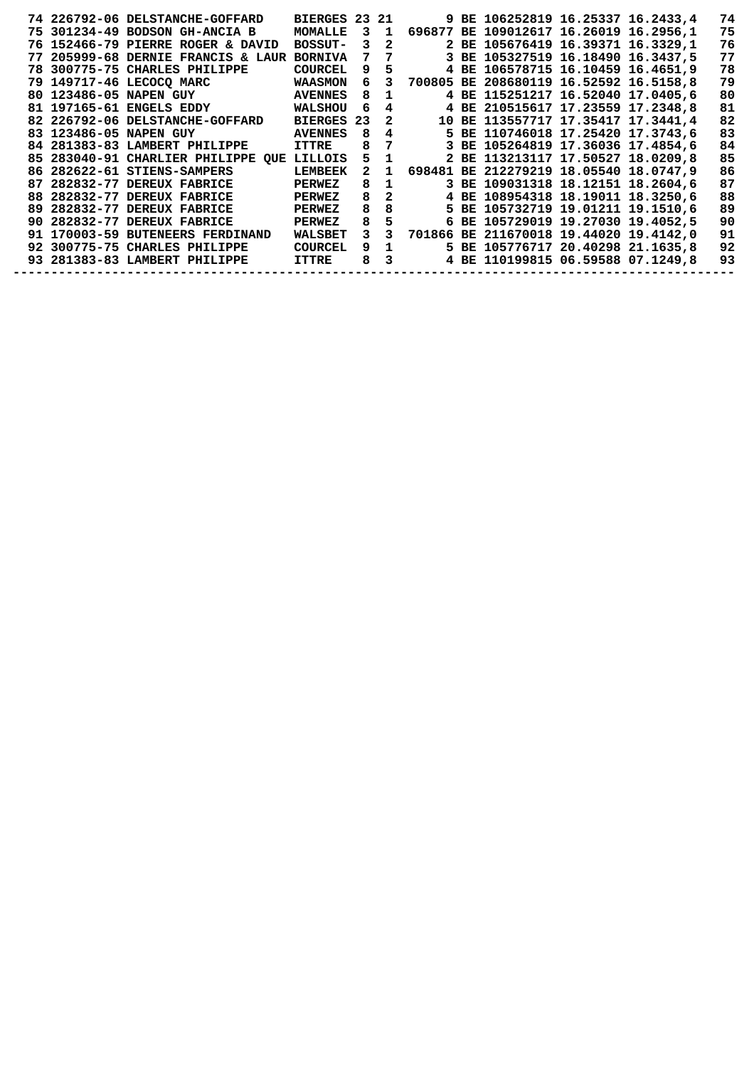| | | | | | | | | | | | |
|---|---|---|---|---|---|---|---|---|---|---|---|
| 74 | 226792-06 | DELSTANCHE-GOFFARD | BIERGES | 23 | 21 | 9 | BE | 106252819 | 16.25337 | 16.2433,4 | 74 |
| 75 | 301234-49 | BODSON GH-ANCIA B | MOMALLE | 3 | 1 | 696877 | BE | 109012617 | 16.26019 | 16.2956,1 | 75 |
| 76 | 152466-79 | PIERRE ROGER & DAVID | BOSSUT- | 3 | 2 | 2 | BE | 105676419 | 16.39371 | 16.3329,1 | 76 |
| 77 | 205999-68 | DERNIE FRANCIS & LAUR | BORNIVA | 7 | 7 | 3 | BE | 105327519 | 16.18490 | 16.3437,5 | 77 |
| 78 | 300775-75 | CHARLES PHILIPPE | COURCEL | 9 | 5 | 4 | BE | 106578715 | 16.10459 | 16.4651,9 | 78 |
| 79 | 149717-46 | LECOCQ MARC | WAASMON | 6 | 3 | 700805 | BE | 208680119 | 16.52592 | 16.5158,8 | 79 |
| 80 | 123486-05 | NAPEN GUY | AVENNES | 8 | 1 | 4 | BE | 115251217 | 16.52040 | 17.0405,6 | 80 |
| 81 | 197165-61 | ENGELS EDDY | WALSHOU | 6 | 4 | 4 | BE | 210515617 | 17.23559 | 17.2348,8 | 81 |
| 82 | 226792-06 | DELSTANCHE-GOFFARD | BIERGES | 23 | 2 | 10 | BE | 113557717 | 17.35417 | 17.3441,4 | 82 |
| 83 | 123486-05 | NAPEN GUY | AVENNES | 8 | 4 | 5 | BE | 110746018 | 17.25420 | 17.3743,6 | 83 |
| 84 | 281383-83 | LAMBERT PHILIPPE | ITTRE | 8 | 7 | 3 | BE | 105264819 | 17.36036 | 17.4854,6 | 84 |
| 85 | 283040-91 | CHARLIER PHILIPPE QUE | LILLOIS | 5 | 1 | 2 | BE | 113213117 | 17.50527 | 18.0209,8 | 85 |
| 86 | 282622-61 | STIENS-SAMPERS | LEMBEEK | 2 | 1 | 698481 | BE | 212279219 | 18.05540 | 18.0747,9 | 86 |
| 87 | 282832-77 | DEREUX FABRICE | PERWEZ | 8 | 1 | 3 | BE | 109031318 | 18.12151 | 18.2604,6 | 87 |
| 88 | 282832-77 | DEREUX FABRICE | PERWEZ | 8 | 2 | 4 | BE | 108954318 | 18.19011 | 18.3250,6 | 88 |
| 89 | 282832-77 | DEREUX FABRICE | PERWEZ | 8 | 8 | 5 | BE | 105732719 | 19.01211 | 19.1510,6 | 89 |
| 90 | 282832-77 | DEREUX FABRICE | PERWEZ | 8 | 5 | 6 | BE | 105729019 | 19.27030 | 19.4052,5 | 90 |
| 91 | 170003-59 | BUTENEERS FERDINAND | WALSBET | 3 | 3 | 701866 | BE | 211670018 | 19.44020 | 19.4142,0 | 91 |
| 92 | 300775-75 | CHARLES PHILIPPE | COURCEL | 9 | 1 | 5 | BE | 105776717 | 20.40298 | 21.1635,8 | 92 |
| 93 | 281383-83 | LAMBERT PHILIPPE | ITTRE | 8 | 3 | 4 | BE | 110199815 | 06.59588 | 07.1249,8 | 93 |